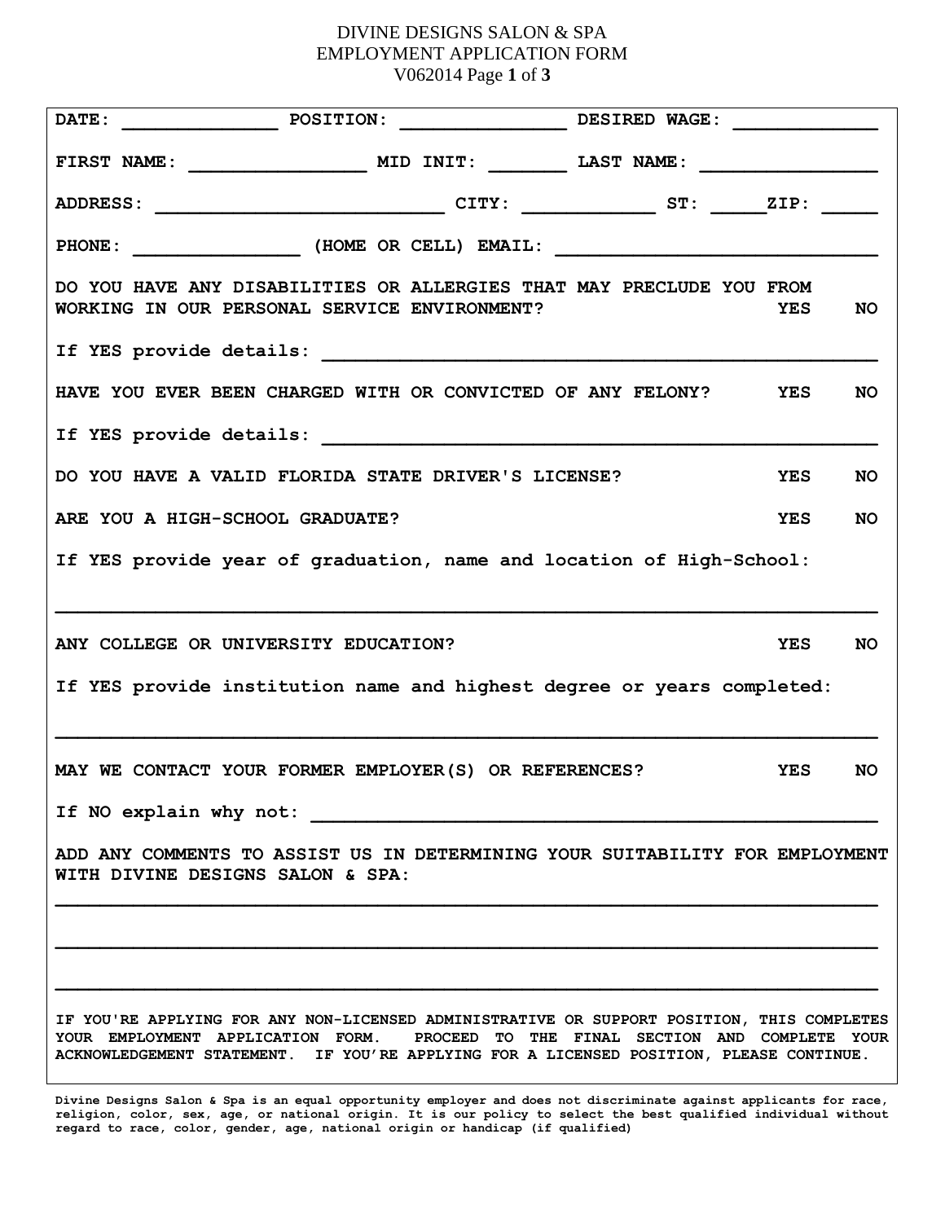# DIVINE DESIGNS SALON & SPA
## EMPLOYMENT APPLICATION FORM
V062014

**DATE:** ______________ **POSITION:** _______________ **DESIRED WAGE:** _____________

**FIRST NAME:** ________________ **MID INIT:** _______ **LAST NAME:** ________________

**ADDRESS:** __________________________ **CITY:** ____________ **ST:** _____**ZIP:** _____

**PHONE:** _______________ **(HOME OR CELL) EMAIL:** _____________________________

**DO YOU HAVE ANY DISABILITIES OR ALLERGIES THAT MAY PRECLUDE YOU FROM WORKING IN OUR PERSONAL SERVICE ENVIRONMENT?** **YES** **NO**

**If YES provide details:** __________________________________________________

**HAVE YOU EVER BEEN CHARGED WITH OR CONVICTED OF ANY FELONY?** **YES** **NO**

**If YES provide details:** __________________________________________________

**DO YOU HAVE A VALID FLORIDA STATE DRIVER'S LICENSE?** **YES** **NO**

**ARE YOU A HIGH-SCHOOL GRADUATE?** **YES** **NO**

**If YES provide year of graduation, name and location of High-School:**

__________________________________________________________________________

**ANY COLLEGE OR UNIVERSITY EDUCATION?** **YES** **NO**

**If YES provide institution name and highest degree or years completed:**

__________________________________________________________________________

**MAY WE CONTACT YOUR FORMER EMPLOYER(S) OR REFERENCES?** **YES** **NO**

**If NO explain why not:** ___________________________________________________

**ADD ANY COMMENTS TO ASSIST US IN DETERMINING YOUR SUITABILITY FOR EMPLOYMENT WITH DIVINE DESIGNS SALON & SPA:**

__________________________________________________________________________

__________________________________________________________________________

__________________________________________________________________________

**IF YOU'RE APPLYING FOR ANY NON-LICENSED ADMINISTRATIVE OR SUPPORT POSITION, THIS COMPLETES YOUR EMPLOYMENT APPLICATION FORM. PROCEED TO THE FINAL SECTION AND COMPLETE YOUR ACKNOWLEDGEMENT STATEMENT. IF YOU'RE APPLYING FOR A LICENSED POSITION, PLEASE CONTINUE.**

**Divine Designs Salon & Spa is an equal opportunity employer and does not discriminate against applicants for race, religion, color, sex, age, or national origin. It is our policy to select the best qualified individual without regard to race, color, gender, age, national origin or handicap (if qualified)**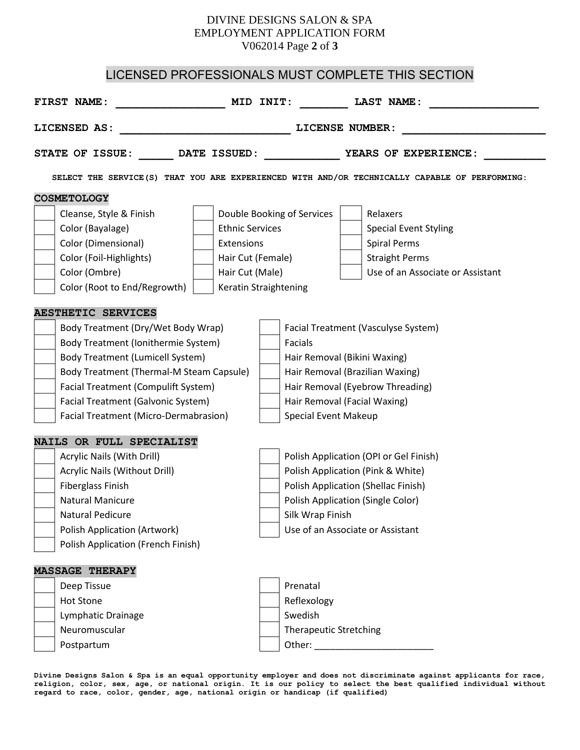## LICENSED PROFESSIONALS MUST COMPLETE THIS SECTION

**FIRST NAME:** ________________ **MID INIT:** _______ **LAST NAME:** ________________

**LICENSED AS:** _________________________ **LICENSE NUMBER:** _____________________

**STATE OF ISSUE:** _____ **DATE ISSUED:** ___________ **YEARS OF EXPERIENCE:** _________

**SELECT THE SERVICE(S) THAT YOU ARE EXPERIENCED WITH AND/OR TECHNICALLY CAPABLE OF PERFORMING:**

### COSMETOLOGY

- [ ] Cleanse, Style & Finish
- [ ] Color (Bayalage)
- [ ] Color (Dimensional)
- [ ] Color (Foil-Highlights)
- [ ] Color (Ombre)
- [ ] Color (Root to End/Regrowth)
- [ ] Double Booking of Services
- [ ] Ethnic Services
- [ ] Extensions
- [ ] Hair Cut (Female)
- [ ] Hair Cut (Male)
- [ ] Keratin Straightening
- [ ] Relaxers
- [ ] Special Event Styling
- [ ] Spiral Perms
- [ ] Straight Perms
- [ ] Use of an Associate or Assistant

### AESTHETIC SERVICES

- [ ] Body Treatment (Dry/Wet Body Wrap)
- [ ] Body Treatment (Ionithermie System)
- [ ] Body Treatment (Lumicell System)
- [ ] Body Treatment (Thermal-M Steam Capsule)
- [ ] Facial Treatment (Compulift System)
- [ ] Facial Treatment (Galvonic System)
- [ ] Facial Treatment (Micro-Dermabrasion)
- [ ] Facial Treatment (Vasculyse System)
- [ ] Facials
- [ ] Hair Removal (Bikini Waxing)
- [ ] Hair Removal (Brazilian Waxing)
- [ ] Hair Removal (Eyebrow Threading)
- [ ] Hair Removal (Facial Waxing)
- [ ] Special Event Makeup

### NAILS OR FULL SPECIALIST

- [ ] Acrylic Nails (With Drill)
- [ ] Acrylic Nails (Without Drill)
- [ ] Fiberglass Finish
- [ ] Natural Manicure
- [ ] Natural Pedicure
- [ ] Polish Application (Artwork)
- [ ] Polish Application (French Finish)
- [ ] Polish Application (OPI or Gel Finish)
- [ ] Polish Application (Pink & White)
- [ ] Polish Application (Shellac Finish)
- [ ] Polish Application (Single Color)
- [ ] Silk Wrap Finish
- [ ] Use of an Associate or Assistant

### MASSAGE THERAPY

- [ ] Deep Tissue
- [ ] Hot Stone
- [ ] Lymphatic Drainage
- [ ] Neuromuscular
- [ ] Postpartum
- [ ] Prenatal
- [ ] Reflexology
- [ ] Swedish
- [ ] Therapeutic Stretching
- [ ] Other: ______________________

**Divine Designs Salon & Spa is an equal opportunity employer and does not discriminate against applicants for race, religion, color, sex, age, or national origin. It is our policy to select the best qualified individual without regard to race, color, gender, age, national origin or handicap (if qualified)**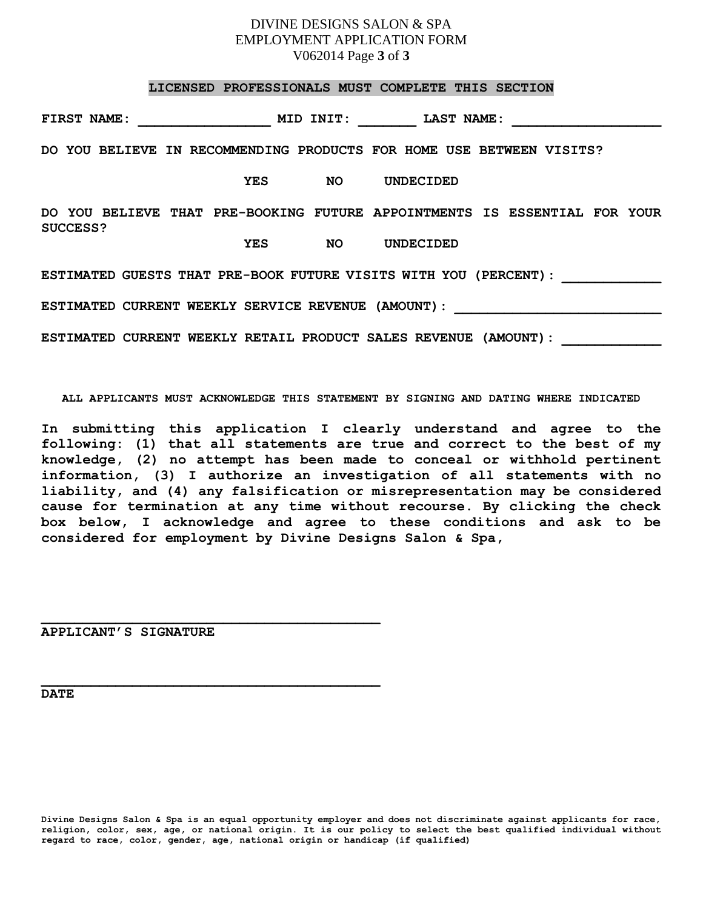DIVINE DESIGNS SALON & SPA
EMPLOYMENT APPLICATION FORM
V062014

**LICENSED PROFESSIONALS MUST COMPLETE THIS SECTION**

**FIRST NAME:** ________________ **MID INIT:** _______ **LAST NAME:** __________________

**DO YOU BELIEVE IN RECOMMENDING PRODUCTS FOR HOME USE BETWEEN VISITS?**

**YES** **NO** **UNDECIDED**

**DO YOU BELIEVE THAT PRE-BOOKING FUTURE APPOINTMENTS IS ESSENTIAL FOR YOUR SUCCESS?**

**YES** **NO** **UNDECIDED**

**ESTIMATED GUESTS THAT PRE-BOOK FUTURE VISITS WITH YOU (PERCENT):** ____________

**ESTIMATED CURRENT WEEKLY SERVICE REVENUE (AMOUNT):** _________________________

**ESTIMATED CURRENT WEEKLY RETAIL PRODUCT SALES REVENUE (AMOUNT):** ____________

**ALL APPLICANTS MUST ACKNOWLEDGE THIS STATEMENT BY SIGNING AND DATING WHERE INDICATED**

**In submitting this application I clearly understand and agree to the following: (1) that all statements are true and correct to the best of my knowledge, (2) no attempt has been made to conceal or withhold pertinent information, (3) I authorize an investigation of all statements with no liability, and (4) any falsification or misrepresentation may be considered cause for termination at any time without recourse. By clicking the check box below, I acknowledge and agree to these conditions and ask to be considered for employment by Divine Designs Salon & Spa,**

_______________________________________
**APPLICANT'S SIGNATURE**

_______________________________________
**DATE**

**Divine Designs Salon & Spa is an equal opportunity employer and does not discriminate against applicants for race, religion, color, sex, age, or national origin. It is our policy to select the best qualified individual without regard to race, color, gender, age, national origin or handicap (if qualified)**